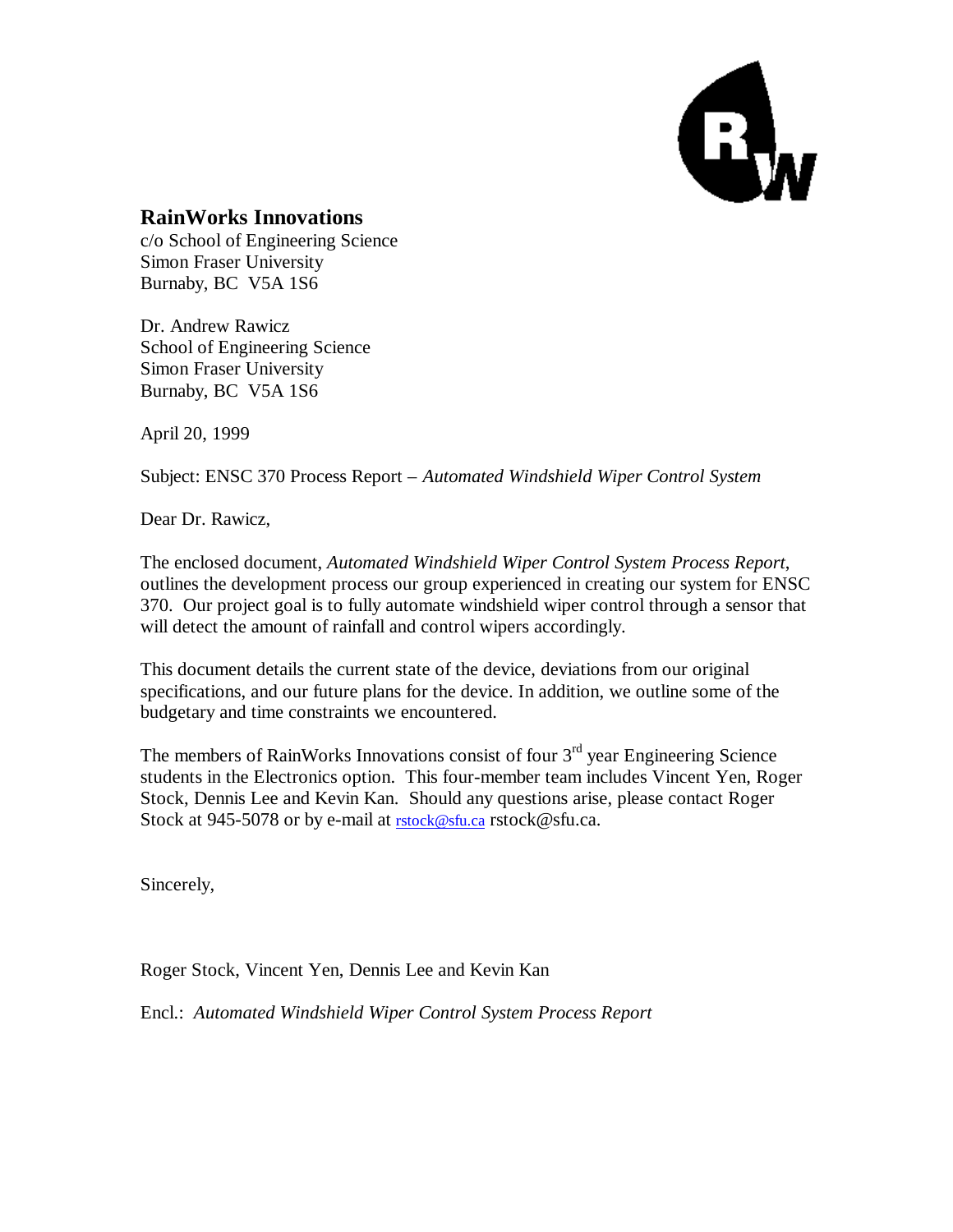**RainWorks Innovations**
c/o School of Engineering Science
Simon Fraser University
Burnaby, BC  V5A 1S6

Dr. Andrew Rawicz
School of Engineering Science
Simon Fraser University
Burnaby, BC  V5A 1S6

April 20, 1999

Subject: ENSC 370 Process Report – *Automated Windshield Wiper Control System*

Dear Dr. Rawicz,

The enclosed document, *Automated Windshield Wiper Control System Process Report*, outlines the development process our group experienced in creating our system for ENSC 370. Our project goal is to fully automate windshield wiper control through a sensor that will detect the amount of rainfall and control wipers accordingly.

This document details the current state of the device, deviations from our original specifications, and our future plans for the device. In addition, we outline some of the budgetary and time constraints we encountered.

The members of RainWorks Innovations consist of four 3rd year Engineering Science students in the Electronics option. This four-member team includes Vincent Yen, Roger Stock, Dennis Lee and Kevin Kan. Should any questions arise, please contact Roger Stock at 945-5078 or by e-mail at rstock@sfu.ca rstock@sfu.ca.

Sincerely,

Roger Stock, Vincent Yen, Dennis Lee and Kevin Kan

Encl.: *Automated Windshield Wiper Control System Process Report*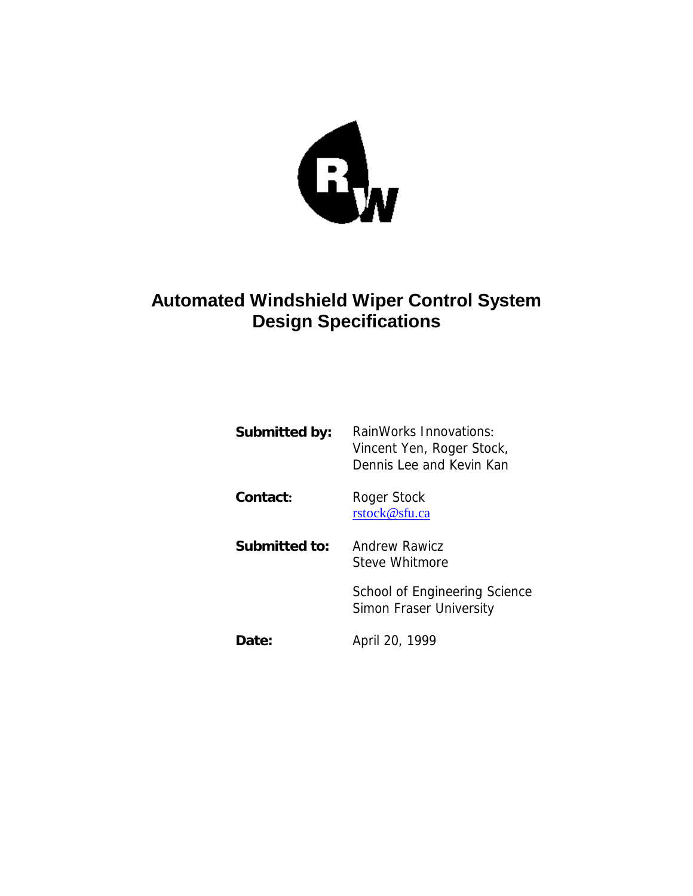# Automated Windshield Wiper Control System Design Specifications

| | |
|---|---|
| **Submitted by:** | RainWorks Innovations: Vincent Yen, Roger Stock, Dennis Lee and Kevin Kan |
| **Contact:** | Roger Stock rstock@sfu.ca |
| **Submitted to:** | Andrew Rawicz Steve Whitmore |
| | School of Engineering Science Simon Fraser University |
| **Date:** | April 20, 1999 |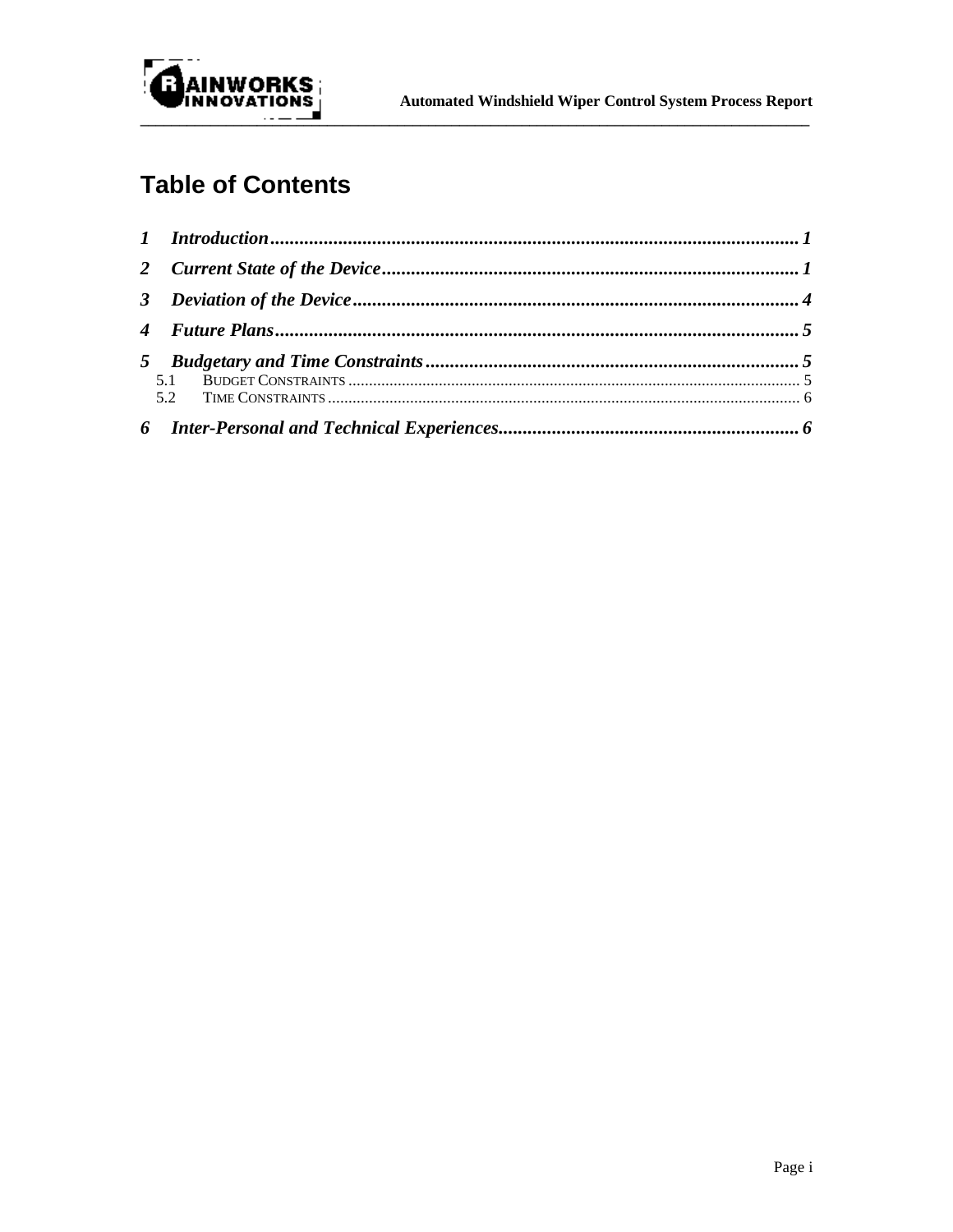# Table of Contents

1 Introduction ..... 1

2 Current State of the Device ..... 1

3 Deviation of the Device ..... 4

4 Future Plans ..... 5

5 Budgetary and Time Constraints ..... 5

- 5.1 Budget Constraints ..... 5
- 5.2 Time Constraints ..... 6

6 Inter-Personal and Technical Experiences ..... 6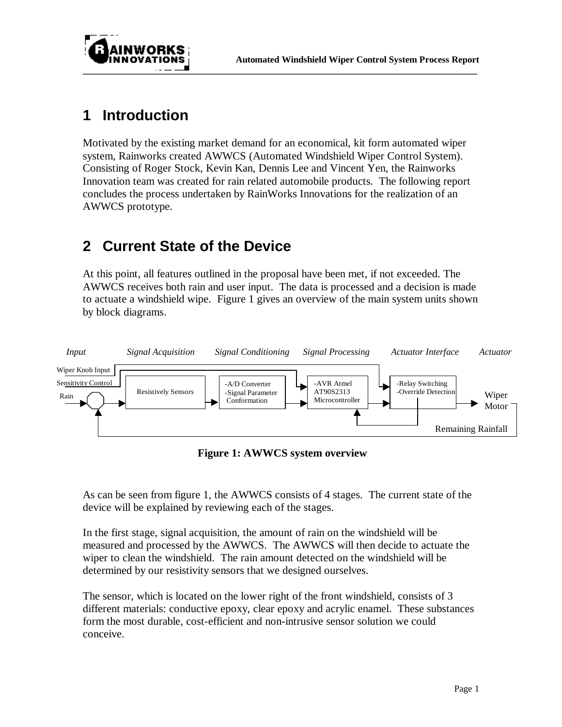# 1 Introduction

Motivated by the existing market demand for an economical, kit form automated wiper system, Rainworks created AWWCS (Automated Windshield Wiper Control System). Consisting of Roger Stock, Kevin Kan, Dennis Lee and Vincent Yen, the Rainworks Innovation team was created for rain related automobile products. The following report concludes the process undertaken by RainWorks Innovations for the realization of an AWWCS prototype.

# 2 Current State of the Device

At this point, all features outlined in the proposal have been met, if not exceeded. The AWWCS receives both rain and user input. The data is processed and a decision is made to actuate a windshield wipe. Figure 1 gives an overview of the main system units shown by block diagrams.

*Input* — *Signal Acquisition* — *Signal Conditioning* — *Signal Processing* — *Actuator Interface* — *Actuator*

Wiper Knob Input
Sensitivity Control
Rain

Resistively Sensors

-A/D Converter
-Signal Parameter Conformation

-AVR Atmel AT90S2313 Microcontroller

-Relay Switching
-Override Detection

Wiper Motor

Remaining Rainfall

**Figure 1: AWWCS system overview**

As can be seen from figure 1, the AWWCS consists of 4 stages. The current state of the device will be explained by reviewing each of the stages.

In the first stage, signal acquisition, the amount of rain on the windshield will be measured and processed by the AWWCS. The AWWCS will then decide to actuate the wiper to clean the windshield. The rain amount detected on the windshield will be determined by our resistivity sensors that we designed ourselves.

The sensor, which is located on the lower right of the front windshield, consists of 3 different materials: conductive epoxy, clear epoxy and acrylic enamel. These substances form the most durable, cost-efficient and non-intrusive sensor solution we could conceive.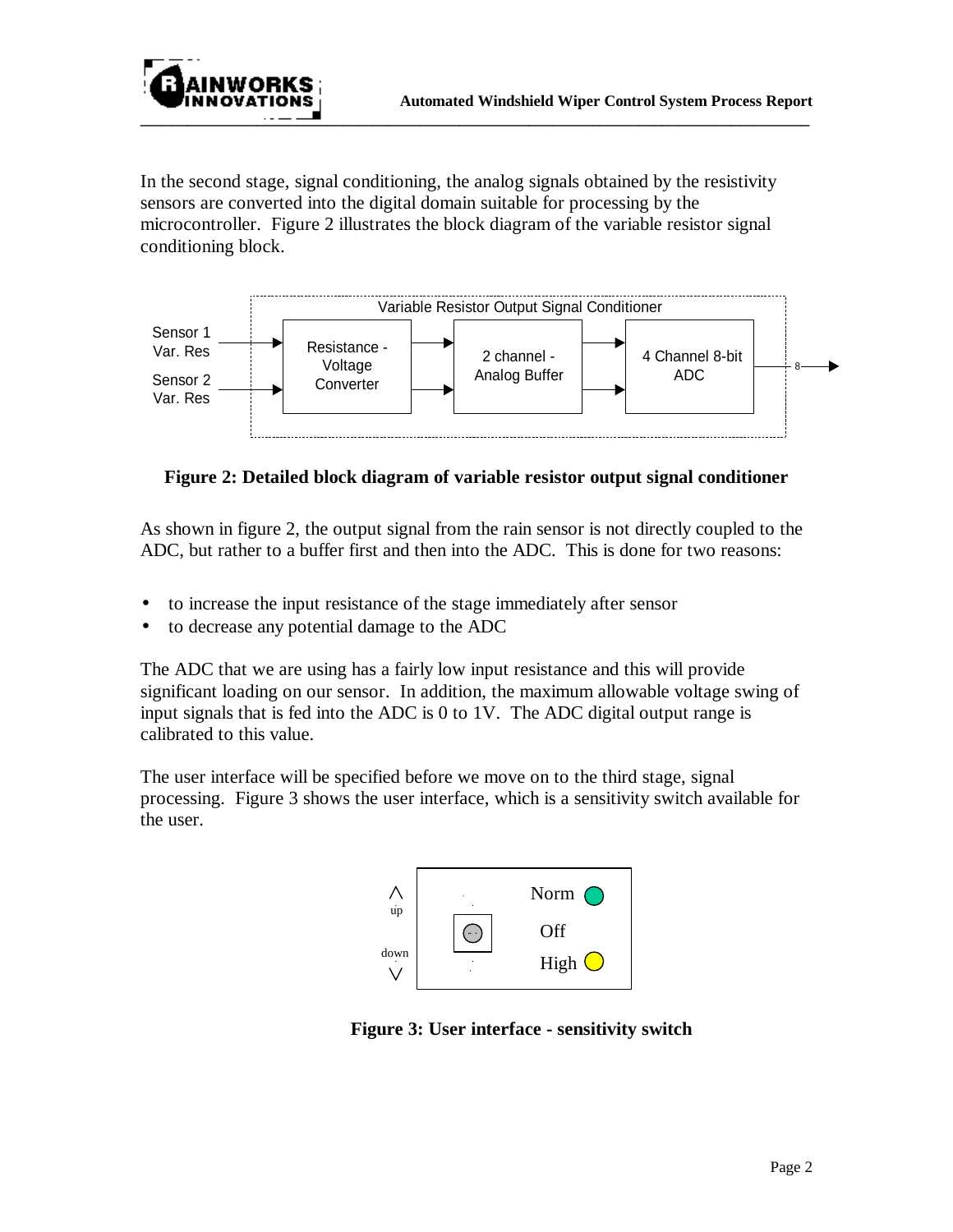In the second stage, signal conditioning, the analog signals obtained by the resistivity sensors are converted into the digital domain suitable for processing by the microcontroller. Figure 2 illustrates the block diagram of the variable resistor signal conditioning block.

**Figure 2: Detailed block diagram of variable resistor output signal conditioner**

As shown in figure 2, the output signal from the rain sensor is not directly coupled to the ADC, but rather to a buffer first and then into the ADC. This is done for two reasons:

- to increase the input resistance of the stage immediately after sensor
- to decrease any potential damage to the ADC

The ADC that we are using has a fairly low input resistance and this will provide significant loading on our sensor. In addition, the maximum allowable voltage swing of input signals that is fed into the ADC is 0 to 1V. The ADC digital output range is calibrated to this value.

The user interface will be specified before we move on to the third stage, signal processing. Figure 3 shows the user interface, which is a sensitivity switch available for the user.

**Figure 3: User interface - sensitivity switch**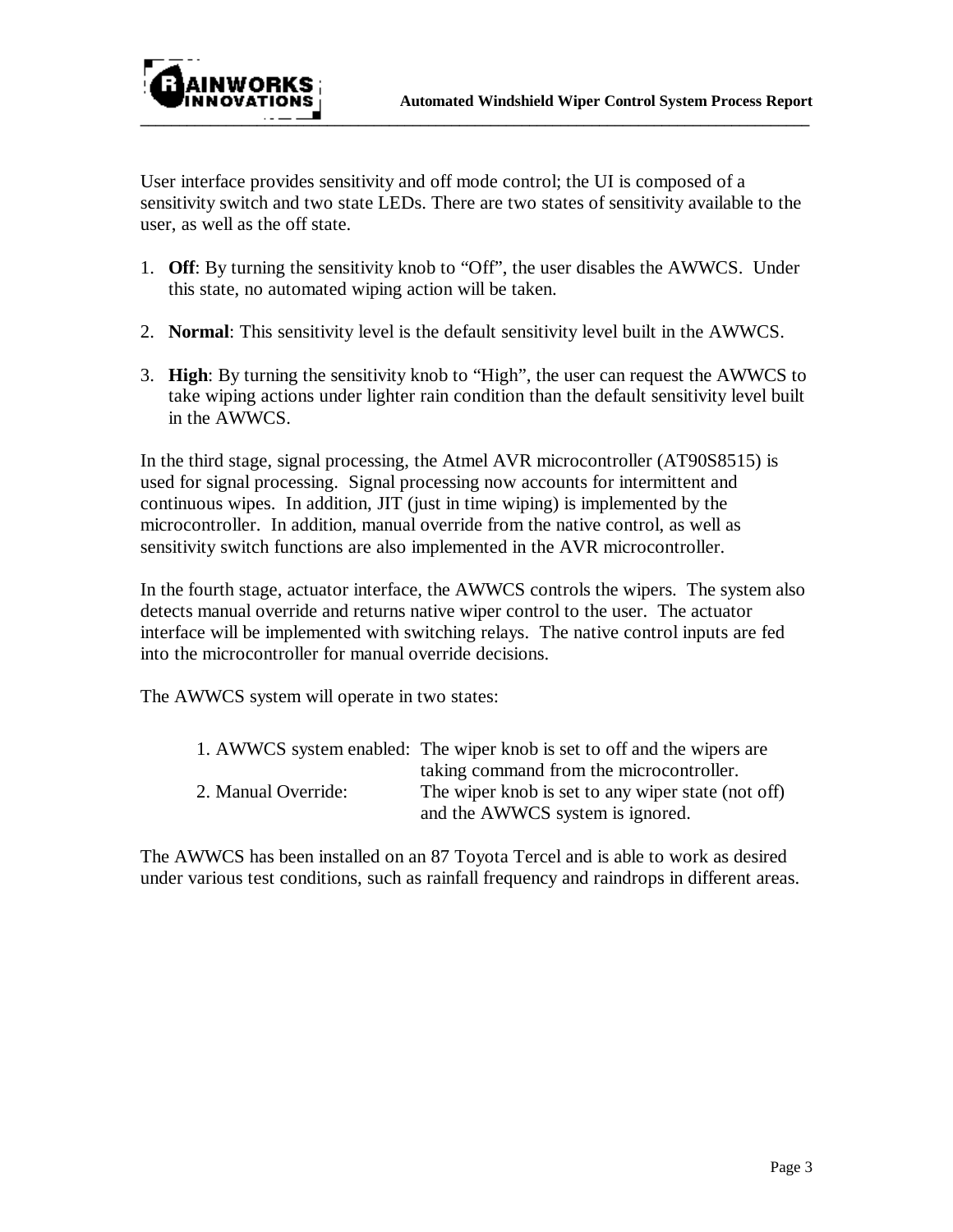User interface provides sensitivity and off mode control; the UI is composed of a sensitivity switch and two state LEDs. There are two states of sensitivity available to the user, as well as the off state.

1. **Off**: By turning the sensitivity knob to “Off”, the user disables the AWWCS. Under this state, no automated wiping action will be taken.

2. **Normal**: This sensitivity level is the default sensitivity level built in the AWWCS.

3. **High**: By turning the sensitivity knob to “High”, the user can request the AWWCS to take wiping actions under lighter rain condition than the default sensitivity level built in the AWWCS.

In the third stage, signal processing, the Atmel AVR microcontroller (AT90S8515) is used for signal processing. Signal processing now accounts for intermittent and continuous wipes. In addition, JIT (just in time wiping) is implemented by the microcontroller. In addition, manual override from the native control, as well as sensitivity switch functions are also implemented in the AVR microcontroller.

In the fourth stage, actuator interface, the AWWCS controls the wipers. The system also detects manual override and returns native wiper control to the user. The actuator interface will be implemented with switching relays. The native control inputs are fed into the microcontroller for manual override decisions.

The AWWCS system will operate in two states:

| | |
|---|---|
| 1. AWWCS system enabled: | The wiper knob is set to off and the wipers are taking command from the microcontroller. |
| 2. Manual Override: | The wiper knob is set to any wiper state (not off) and the AWWCS system is ignored. |

The AWWCS has been installed on an 87 Toyota Tercel and is able to work as desired under various test conditions, such as rainfall frequency and raindrops in different areas.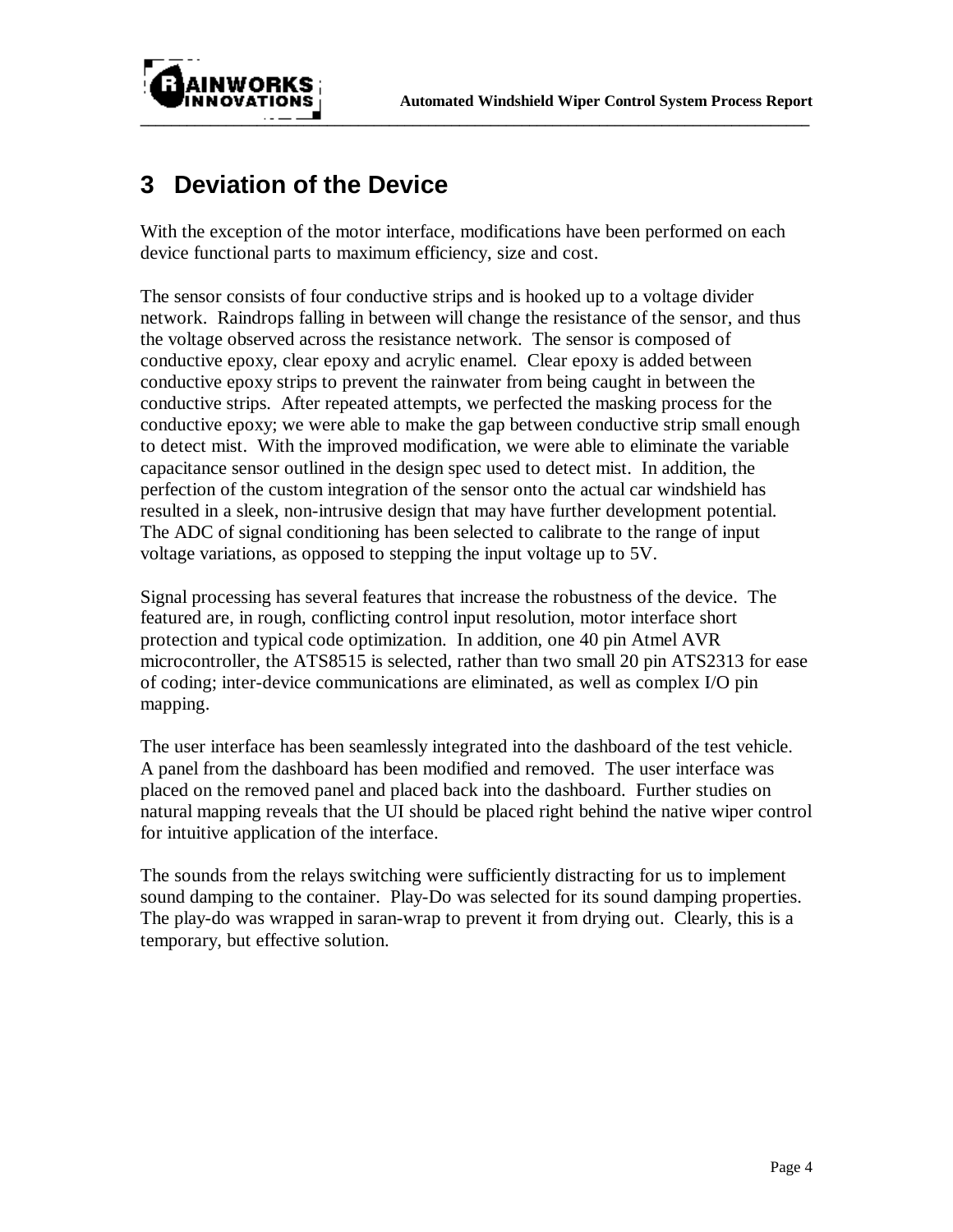# 3 Deviation of the Device

With the exception of the motor interface, modifications have been performed on each device functional parts to maximum efficiency, size and cost.

The sensor consists of four conductive strips and is hooked up to a voltage divider network. Raindrops falling in between will change the resistance of the sensor, and thus the voltage observed across the resistance network. The sensor is composed of conductive epoxy, clear epoxy and acrylic enamel. Clear epoxy is added between conductive epoxy strips to prevent the rainwater from being caught in between the conductive strips. After repeated attempts, we perfected the masking process for the conductive epoxy; we were able to make the gap between conductive strip small enough to detect mist. With the improved modification, we were able to eliminate the variable capacitance sensor outlined in the design spec used to detect mist. In addition, the perfection of the custom integration of the sensor onto the actual car windshield has resulted in a sleek, non-intrusive design that may have further development potential. The ADC of signal conditioning has been selected to calibrate to the range of input voltage variations, as opposed to stepping the input voltage up to 5V.

Signal processing has several features that increase the robustness of the device. The featured are, in rough, conflicting control input resolution, motor interface short protection and typical code optimization. In addition, one 40 pin Atmel AVR microcontroller, the ATS8515 is selected, rather than two small 20 pin ATS2313 for ease of coding; inter-device communications are eliminated, as well as complex I/O pin mapping.

The user interface has been seamlessly integrated into the dashboard of the test vehicle. A panel from the dashboard has been modified and removed. The user interface was placed on the removed panel and placed back into the dashboard. Further studies on natural mapping reveals that the UI should be placed right behind the native wiper control for intuitive application of the interface.

The sounds from the relays switching were sufficiently distracting for us to implement sound damping to the container. Play-Do was selected for its sound damping properties. The play-do was wrapped in saran-wrap to prevent it from drying out. Clearly, this is a temporary, but effective solution.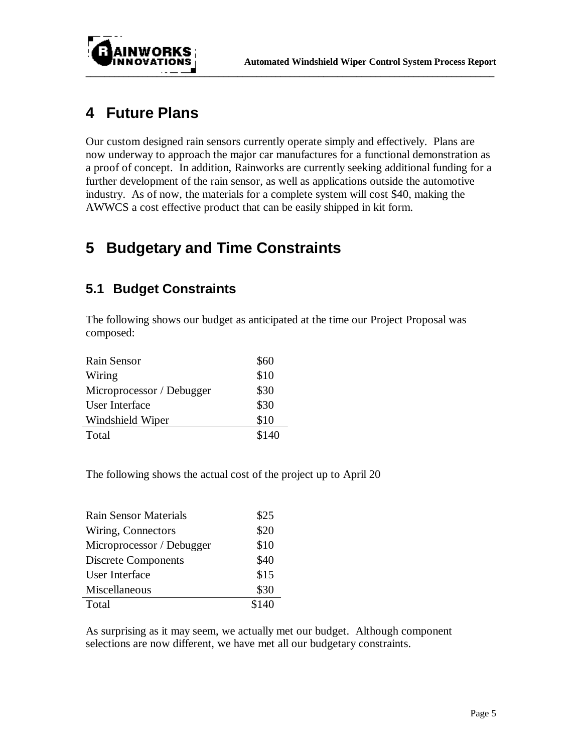# 4 Future Plans

Our custom designed rain sensors currently operate simply and effectively. Plans are now underway to approach the major car manufactures for a functional demonstration as a proof of concept. In addition, Rainworks are currently seeking additional funding for a further development of the rain sensor, as well as applications outside the automotive industry. As of now, the materials for a complete system will cost $40, making the AWWCS a cost effective product that can be easily shipped in kit form.

# 5 Budgetary and Time Constraints

## 5.1 Budget Constraints

The following shows our budget as anticipated at the time our Project Proposal was composed:

| Item | Cost |
|---|---|
| Rain Sensor | $60 |
| Wiring | $10 |
| Microprocessor / Debugger | $30 |
| User Interface | $30 |
| Windshield Wiper | $10 |
| Total | $140 |

The following shows the actual cost of the project up to April 20

| Item | Cost |
|---|---|
| Rain Sensor Materials | $25 |
| Wiring, Connectors | $20 |
| Microprocessor / Debugger | $10 |
| Discrete Components | $40 |
| User Interface | $15 |
| Miscellaneous | $30 |
| Total | $140 |

As surprising as it may seem, we actually met our budget. Although component selections are now different, we have met all our budgetary constraints.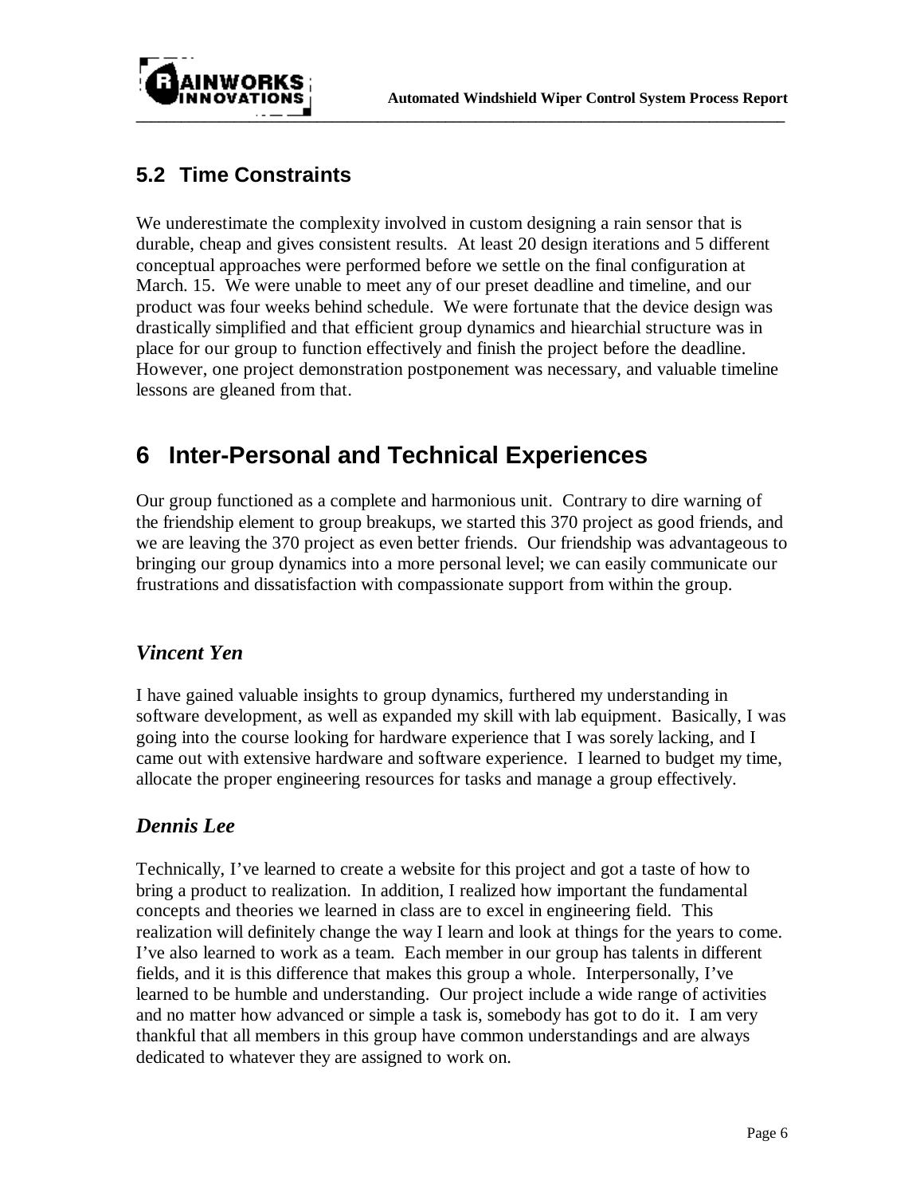## 5.2 Time Constraints

We underestimate the complexity involved in custom designing a rain sensor that is durable, cheap and gives consistent results. At least 20 design iterations and 5 different conceptual approaches were performed before we settle on the final configuration at March. 15. We were unable to meet any of our preset deadline and timeline, and our product was four weeks behind schedule. We were fortunate that the device design was drastically simplified and that efficient group dynamics and hiearchial structure was in place for our group to function effectively and finish the project before the deadline. However, one project demonstration postponement was necessary, and valuable timeline lessons are gleaned from that.

# 6 Inter-Personal and Technical Experiences

Our group functioned as a complete and harmonious unit. Contrary to dire warning of the friendship element to group breakups, we started this 370 project as good friends, and we are leaving the 370 project as even better friends. Our friendship was advantageous to bringing our group dynamics into a more personal level; we can easily communicate our frustrations and dissatisfaction with compassionate support from within the group.

### *Vincent Yen*

I have gained valuable insights to group dynamics, furthered my understanding in software development, as well as expanded my skill with lab equipment. Basically, I was going into the course looking for hardware experience that I was sorely lacking, and I came out with extensive hardware and software experience. I learned to budget my time, allocate the proper engineering resources for tasks and manage a group effectively.

### *Dennis Lee*

Technically, I've learned to create a website for this project and got a taste of how to bring a product to realization. In addition, I realized how important the fundamental concepts and theories we learned in class are to excel in engineering field. This realization will definitely change the way I learn and look at things for the years to come. I've also learned to work as a team. Each member in our group has talents in different fields, and it is this difference that makes this group a whole. Interpersonally, I've learned to be humble and understanding. Our project include a wide range of activities and no matter how advanced or simple a task is, somebody has got to do it. I am very thankful that all members in this group have common understandings and are always dedicated to whatever they are assigned to work on.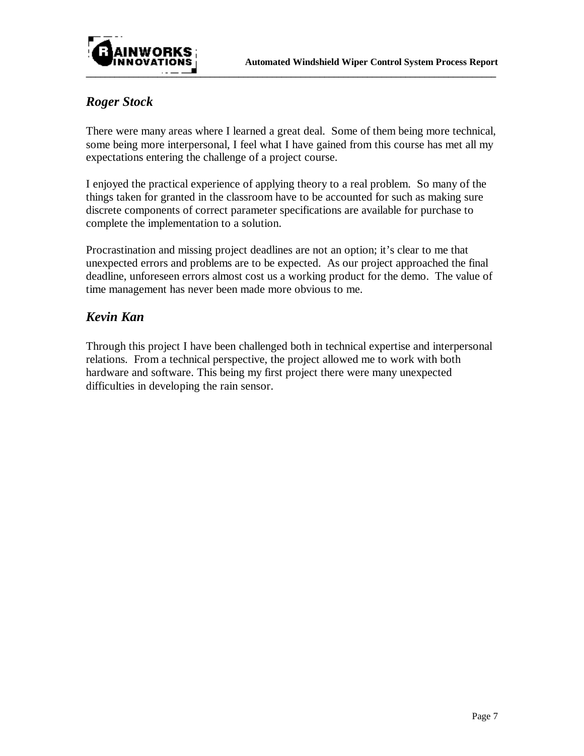## *Roger Stock*

There were many areas where I learned a great deal. Some of them being more technical, some being more interpersonal, I feel what I have gained from this course has met all my expectations entering the challenge of a project course.

I enjoyed the practical experience of applying theory to a real problem. So many of the things taken for granted in the classroom have to be accounted for such as making sure discrete components of correct parameter specifications are available for purchase to complete the implementation to a solution.

Procrastination and missing project deadlines are not an option; it's clear to me that unexpected errors and problems are to be expected. As our project approached the final deadline, unforeseen errors almost cost us a working product for the demo. The value of time management has never been made more obvious to me.

## *Kevin Kan*

Through this project I have been challenged both in technical expertise and interpersonal relations. From a technical perspective, the project allowed me to work with both hardware and software. This being my first project there were many unexpected difficulties in developing the rain sensor.